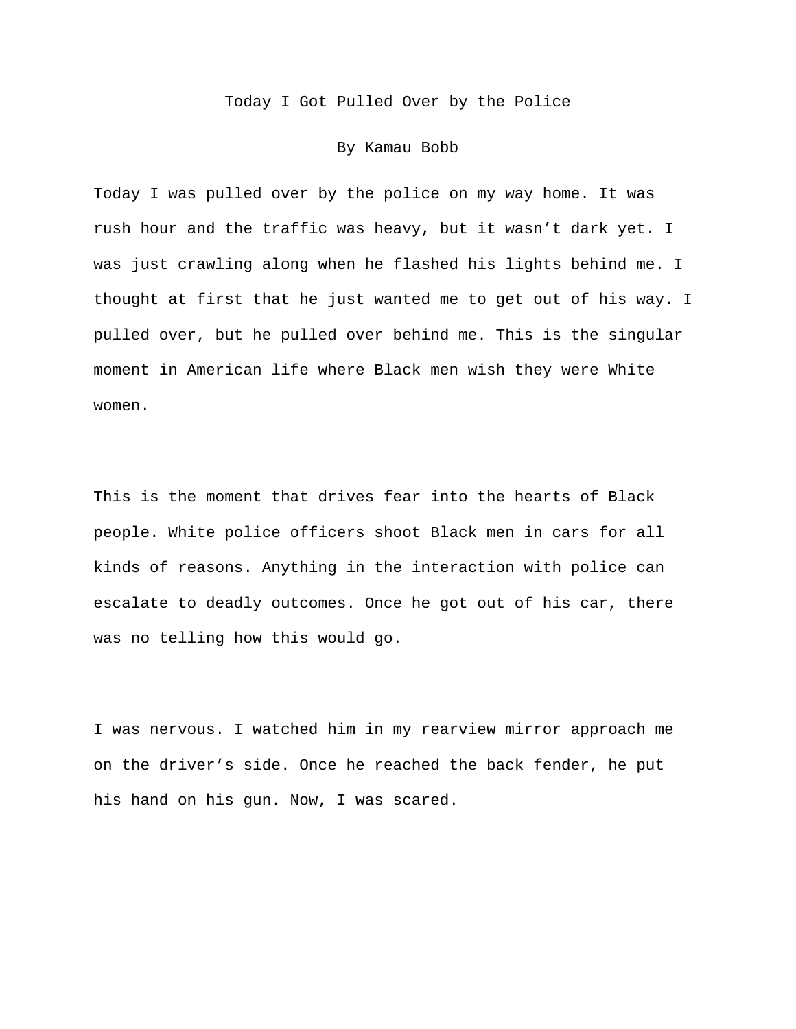# Today I Got Pulled Over by the Police

By Kamau Bobb

Today I was pulled over by the police on my way home. It was rush hour and the traffic was heavy, but it wasn't dark yet. I was just crawling along when he flashed his lights behind me. I thought at first that he just wanted me to get out of his way. I pulled over, but he pulled over behind me. This is the singular moment in American life where Black men wish they were White women.

This is the moment that drives fear into the hearts of Black people. White police officers shoot Black men in cars for all kinds of reasons. Anything in the interaction with police can escalate to deadly outcomes. Once he got out of his car, there was no telling how this would go.

I was nervous. I watched him in my rearview mirror approach me on the driver's side. Once he reached the back fender, he put his hand on his gun. Now, I was scared.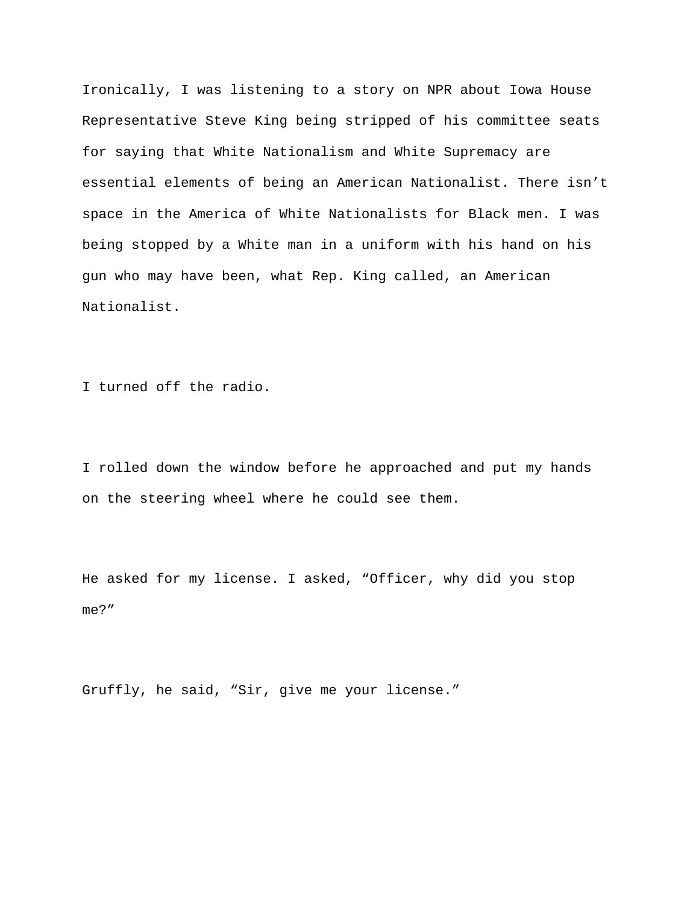Ironically, I was listening to a story on NPR about Iowa House Representative Steve King being stripped of his committee seats for saying that White Nationalism and White Supremacy are essential elements of being an American Nationalist. There isn't space in the America of White Nationalists for Black men. I was being stopped by a White man in a uniform with his hand on his gun who may have been, what Rep. King called, an American Nationalist.

I turned off the radio.

I rolled down the window before he approached and put my hands on the steering wheel where he could see them.

He asked for my license. I asked, "Officer, why did you stop me?"

Gruffly, he said, "Sir, give me your license."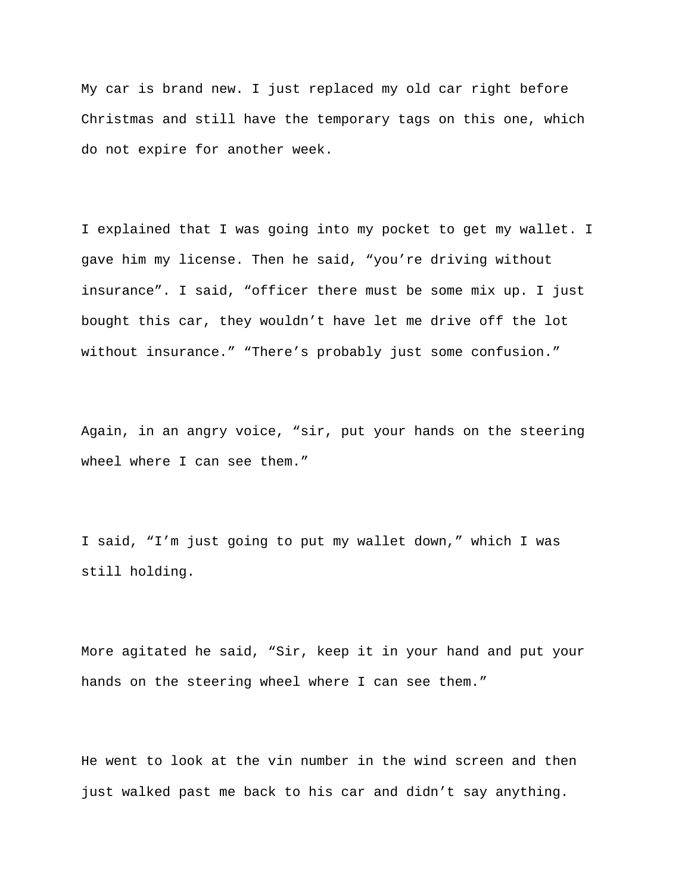My car is brand new. I just replaced my old car right before Christmas and still have the temporary tags on this one, which do not expire for another week.

I explained that I was going into my pocket to get my wallet. I gave him my license. Then he said, “you’re driving without insurance”. I said, “officer there must be some mix up. I just bought this car, they wouldn’t have let me drive off the lot without insurance.” “There’s probably just some confusion.”

Again, in an angry voice, “sir, put your hands on the steering wheel where I can see them.”

I said, “I’m just going to put my wallet down,” which I was still holding.

More agitated he said, “Sir, keep it in your hand and put your hands on the steering wheel where I can see them.”

He went to look at the vin number in the wind screen and then just walked past me back to his car and didn’t say anything.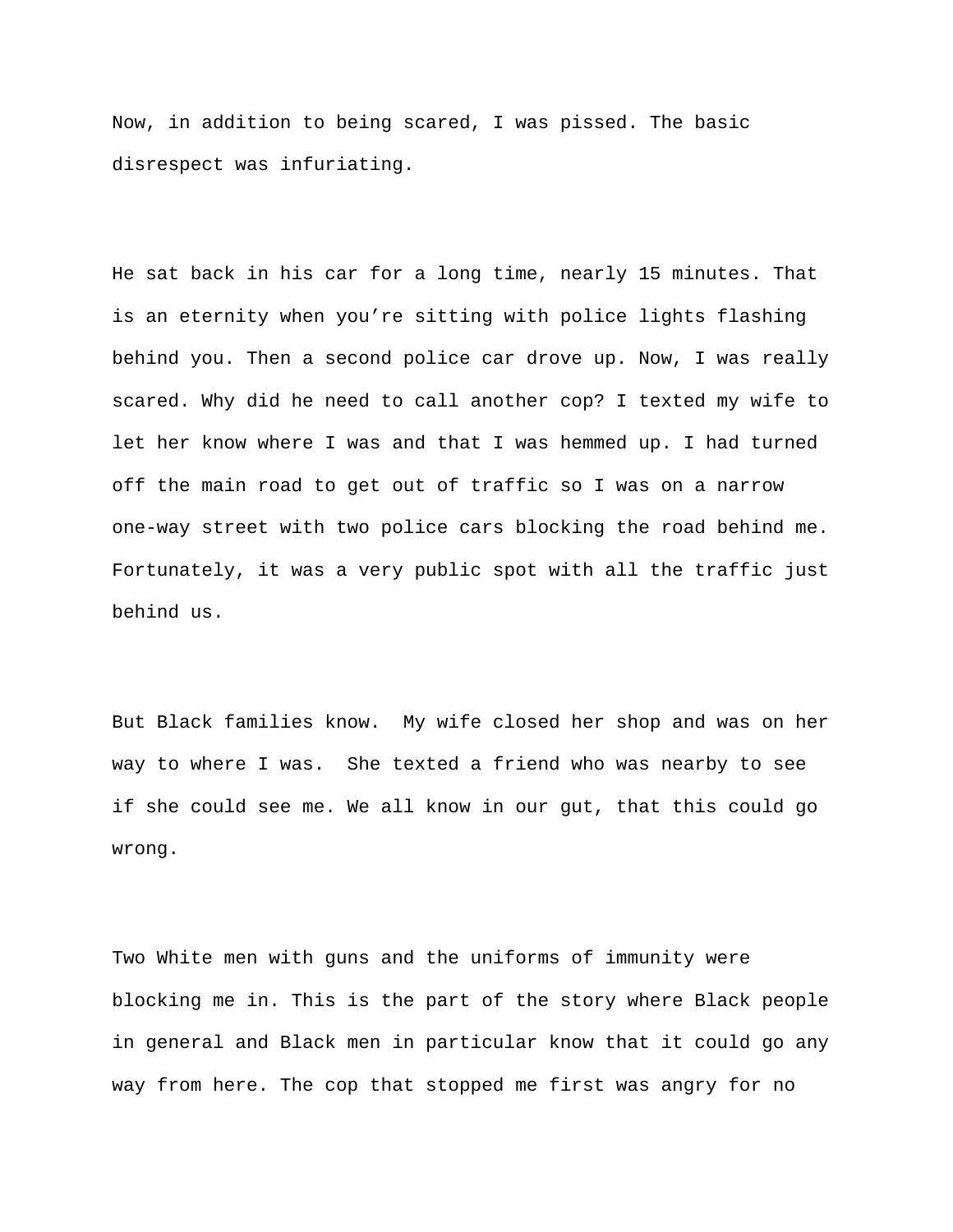Now, in addition to being scared, I was pissed. The basic disrespect was infuriating.

He sat back in his car for a long time, nearly 15 minutes. That is an eternity when you're sitting with police lights flashing behind you. Then a second police car drove up. Now, I was really scared. Why did he need to call another cop? I texted my wife to let her know where I was and that I was hemmed up. I had turned off the main road to get out of traffic so I was on a narrow one-way street with two police cars blocking the road behind me. Fortunately, it was a very public spot with all the traffic just behind us.

But Black families know.  My wife closed her shop and was on her way to where I was.  She texted a friend who was nearby to see if she could see me. We all know in our gut, that this could go wrong.

Two White men with guns and the uniforms of immunity were blocking me in. This is the part of the story where Black people in general and Black men in particular know that it could go any way from here. The cop that stopped me first was angry for no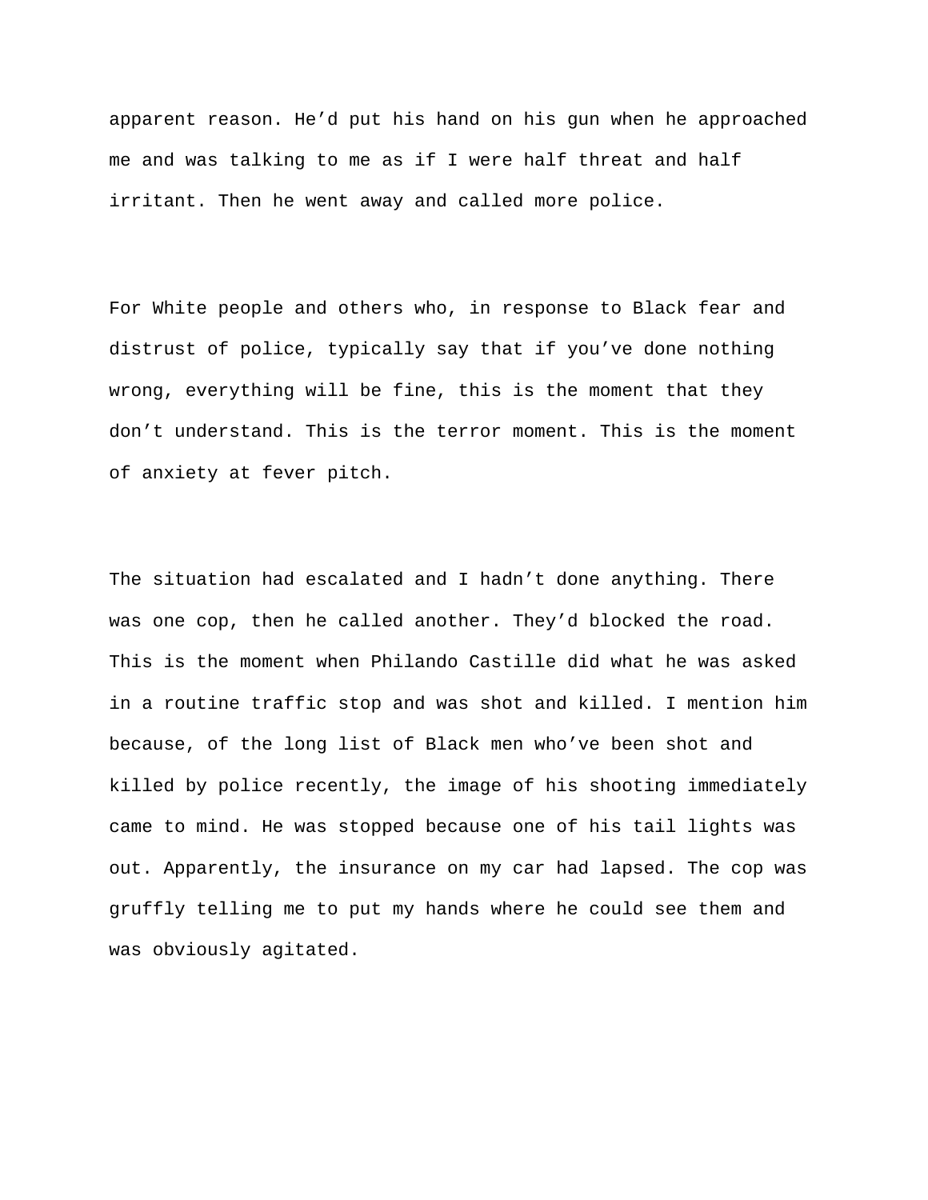apparent reason. He'd put his hand on his gun when he approached me and was talking to me as if I were half threat and half irritant. Then he went away and called more police.

For White people and others who, in response to Black fear and distrust of police, typically say that if you've done nothing wrong, everything will be fine, this is the moment that they don't understand. This is the terror moment. This is the moment of anxiety at fever pitch.

The situation had escalated and I hadn't done anything. There was one cop, then he called another. They'd blocked the road. This is the moment when Philando Castille did what he was asked in a routine traffic stop and was shot and killed. I mention him because, of the long list of Black men who've been shot and killed by police recently, the image of his shooting immediately came to mind. He was stopped because one of his tail lights was out. Apparently, the insurance on my car had lapsed. The cop was gruffly telling me to put my hands where he could see them and was obviously agitated.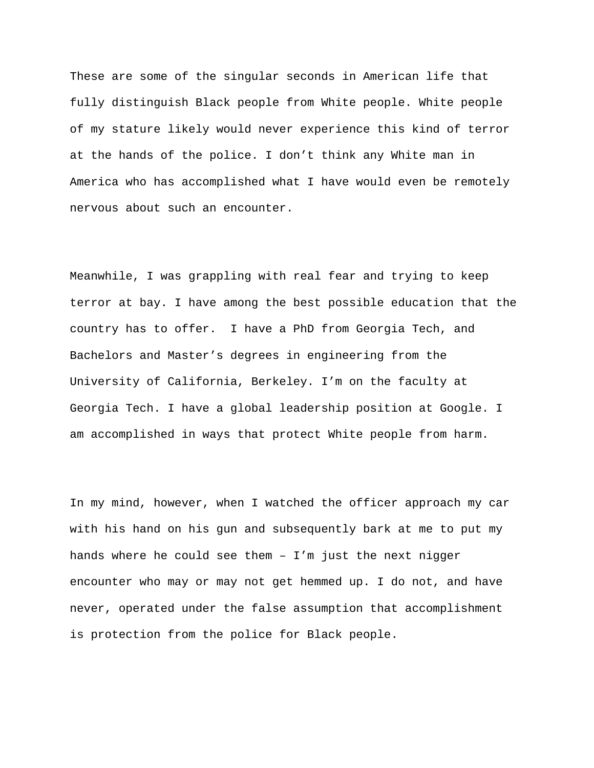These are some of the singular seconds in American life that fully distinguish Black people from White people. White people of my stature likely would never experience this kind of terror at the hands of the police. I don't think any White man in America who has accomplished what I have would even be remotely nervous about such an encounter.

Meanwhile, I was grappling with real fear and trying to keep terror at bay. I have among the best possible education that the country has to offer. I have a PhD from Georgia Tech, and Bachelors and Master's degrees in engineering from the University of California, Berkeley. I'm on the faculty at Georgia Tech. I have a global leadership position at Google. I am accomplished in ways that protect White people from harm.

In my mind, however, when I watched the officer approach my car with his hand on his gun and subsequently bark at me to put my hands where he could see them – I'm just the next nigger encounter who may or may not get hemmed up. I do not, and have never, operated under the false assumption that accomplishment is protection from the police for Black people.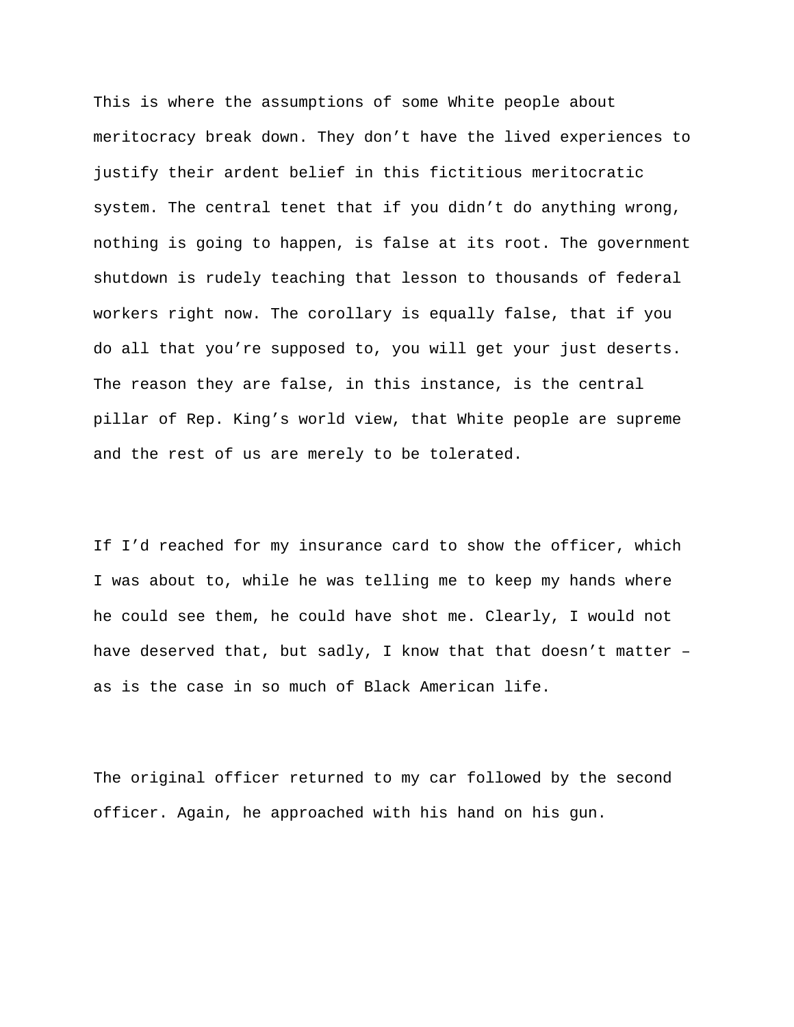This is where the assumptions of some White people about meritocracy break down. They don't have the lived experiences to justify their ardent belief in this fictitious meritocratic system. The central tenet that if you didn't do anything wrong, nothing is going to happen, is false at its root. The government shutdown is rudely teaching that lesson to thousands of federal workers right now. The corollary is equally false, that if you do all that you're supposed to, you will get your just deserts. The reason they are false, in this instance, is the central pillar of Rep. King's world view, that White people are supreme and the rest of us are merely to be tolerated.

If I'd reached for my insurance card to show the officer, which I was about to, while he was telling me to keep my hands where he could see them, he could have shot me. Clearly, I would not have deserved that, but sadly, I know that that doesn't matter – as is the case in so much of Black American life.

The original officer returned to my car followed by the second officer. Again, he approached with his hand on his gun.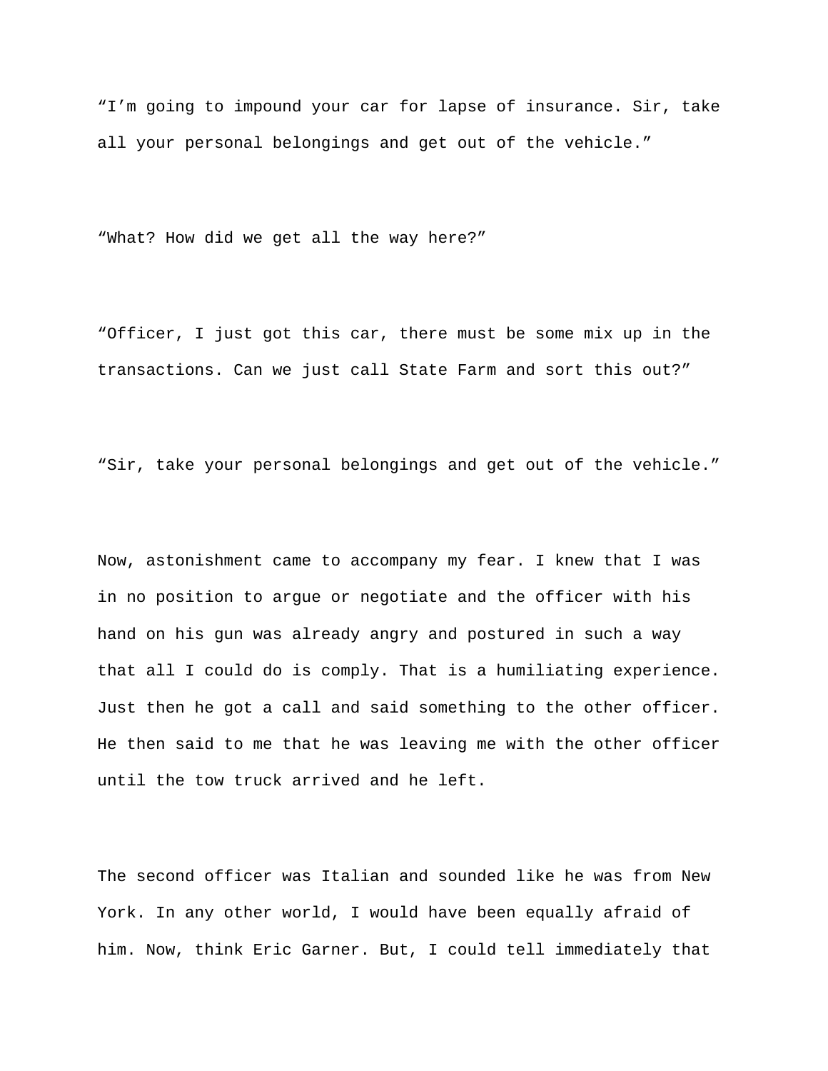"I'm going to impound your car for lapse of insurance. Sir, take all your personal belongings and get out of the vehicle."

"What? How did we get all the way here?"

"Officer, I just got this car, there must be some mix up in the transactions. Can we just call State Farm and sort this out?"

"Sir, take your personal belongings and get out of the vehicle."

Now, astonishment came to accompany my fear. I knew that I was in no position to argue or negotiate and the officer with his hand on his gun was already angry and postured in such a way that all I could do is comply. That is a humiliating experience. Just then he got a call and said something to the other officer. He then said to me that he was leaving me with the other officer until the tow truck arrived and he left.

The second officer was Italian and sounded like he was from New York. In any other world, I would have been equally afraid of him. Now, think Eric Garner. But, I could tell immediately that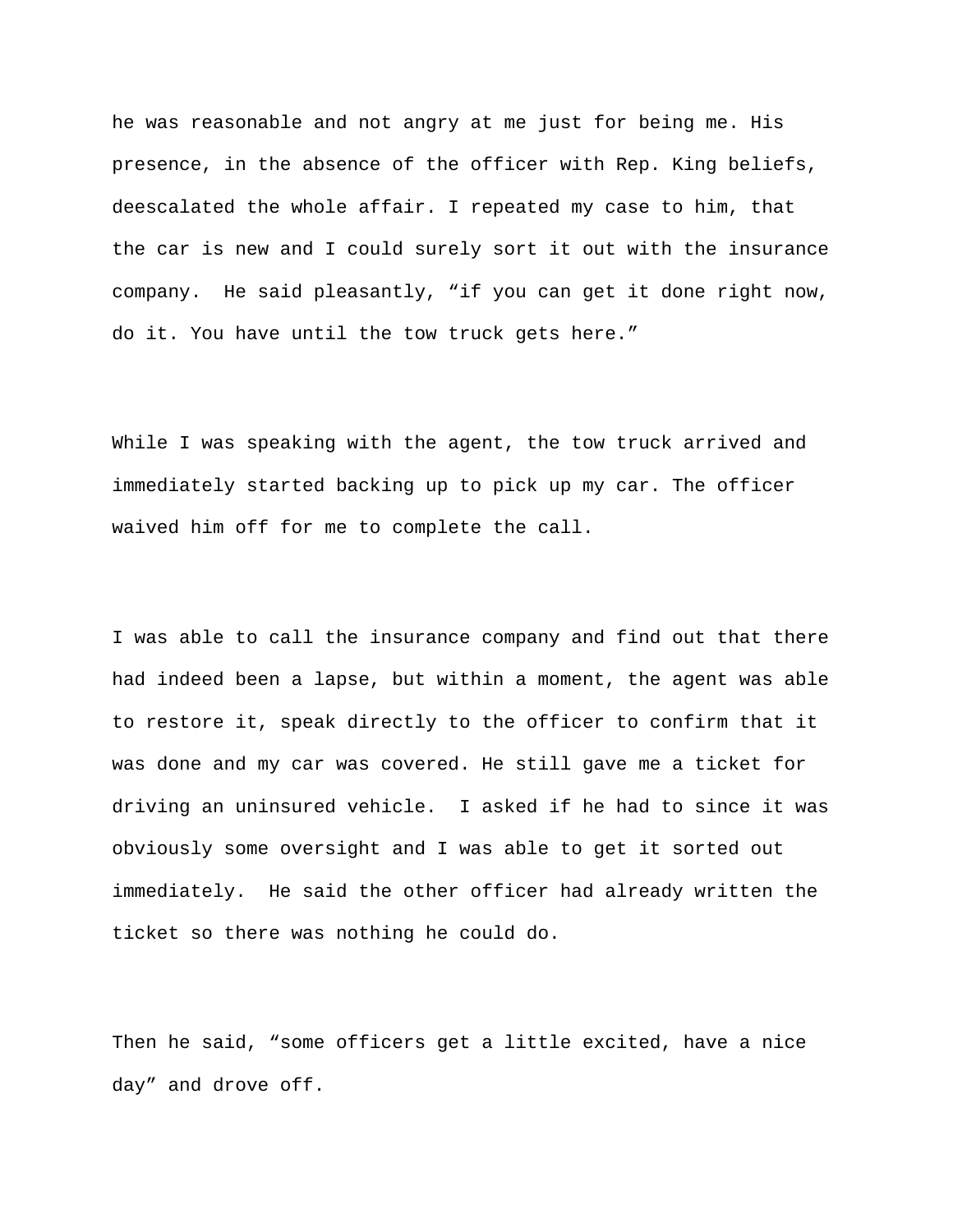he was reasonable and not angry at me just for being me. His presence, in the absence of the officer with Rep. King beliefs, deescalated the whole affair. I repeated my case to him, that the car is new and I could surely sort it out with the insurance company.  He said pleasantly, “if you can get it done right now, do it. You have until the tow truck gets here.”

While I was speaking with the agent, the tow truck arrived and immediately started backing up to pick up my car. The officer waived him off for me to complete the call.

I was able to call the insurance company and find out that there had indeed been a lapse, but within a moment, the agent was able to restore it, speak directly to the officer to confirm that it was done and my car was covered. He still gave me a ticket for driving an uninsured vehicle.  I asked if he had to since it was obviously some oversight and I was able to get it sorted out immediately.  He said the other officer had already written the ticket so there was nothing he could do.

Then he said, “some officers get a little excited, have a nice day” and drove off.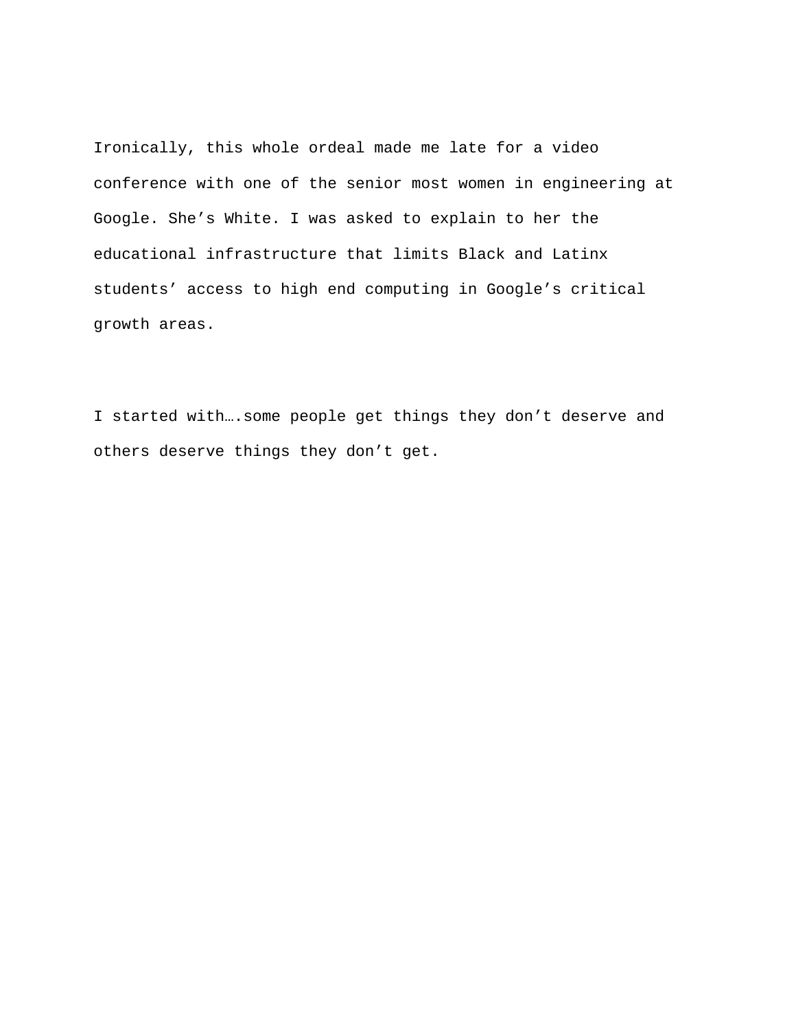Ironically, this whole ordeal made me late for a video conference with one of the senior most women in engineering at Google. She's White. I was asked to explain to her the educational infrastructure that limits Black and Latinx students' access to high end computing in Google's critical growth areas.

I started with….some people get things they don't deserve and others deserve things they don't get.